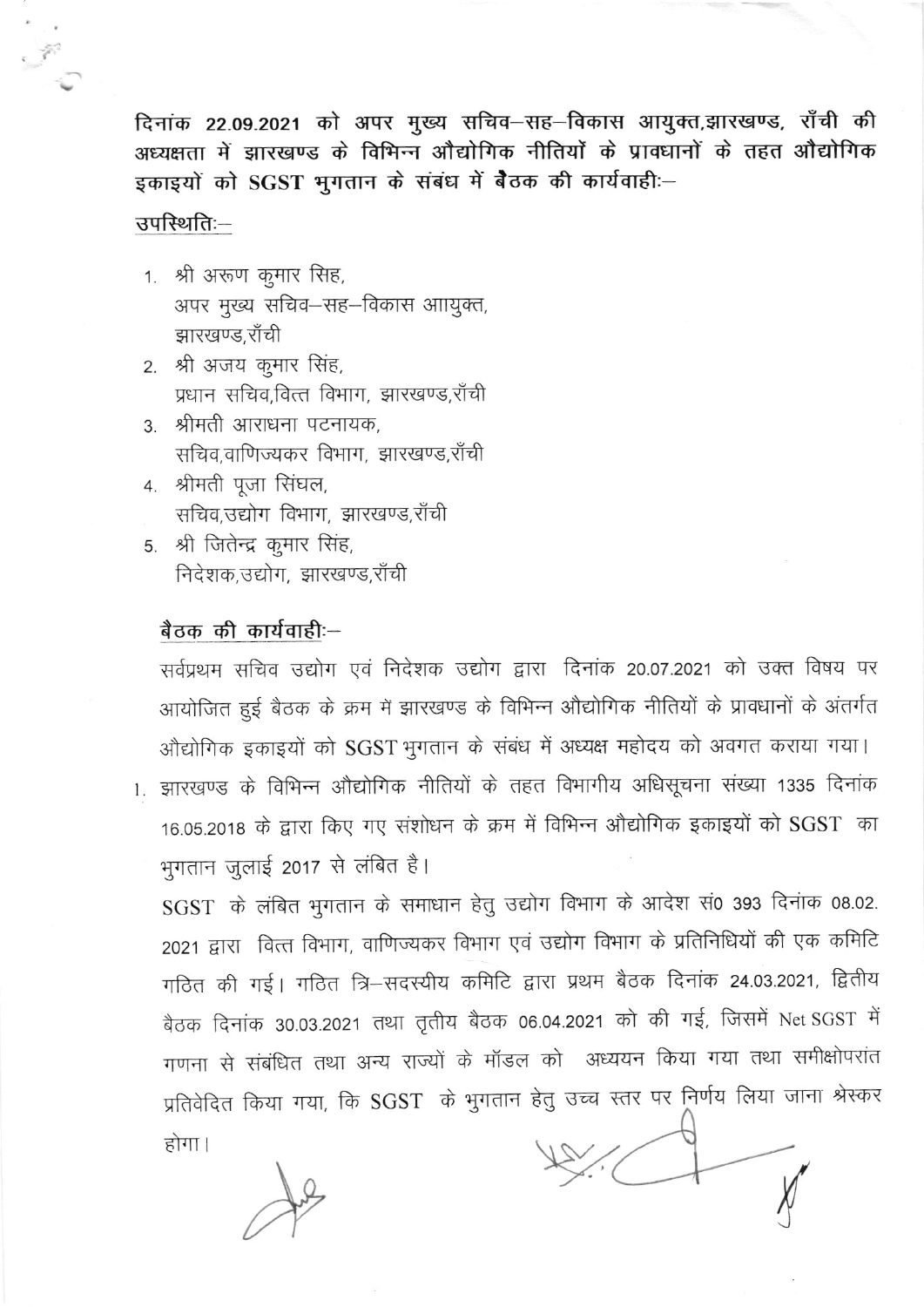**दिनांक 22.09.2021 को अपर मुख्य सचिव–सह–विकास आयुक्त,झारखण्ड, राँची की अध्यक्षता में झारखण्ड के विभिन्न औद्योगिक नीतियों के प्रावधानों के तहत औद्योगिक इकाइयों को SGST भुगतान के संबंध में बैठक की कार्यवाहीः–**

उपस्थितिः–

1. श्री अरूण कुमार सिह,
   अपर मुख्य सचिव–सह–विकास आयुक्त,
   झारखण्ड,राँची
2. श्री अजय कुमार सिंह,
   प्रधान सचिव,वित्त विभाग, झारखण्ड,राँची
3. श्रीमती आराधना पटनायक,
   सचिव,वाणिज्यकर विभाग, झारखण्ड,राँची
4. श्रीमती पूजा सिंघल,
   सचिव,उद्योग विभाग, झारखण्ड,राँची
5. श्री जितेन्द्र कुमार सिंह,
   निदेशक,उद्योग, झारखण्ड,राँची

**बैठक की कार्यवाहीः–**

सर्वप्रथम सचिव उद्योग एवं निदेशक उद्योग द्वारा दिनांक 20.07.2021 को उक्त विषय पर आयोजित हुई बैठक के क्रम में झारखण्ड के विभिन्न औद्योगिक नीतियों के प्रावधानों के अंतर्गत औद्योगिक इकाइयों को SGST भुगतान के संबंध में अध्यक्ष महोदय को अवगत कराया गया।

1. झारखण्ड के विभिन्न औद्योगिक नीतियों के तहत विभागीय अधिसूचना संख्या 1335 दिनांक 16.05.2018 के द्वारा किए गए संशोधन के क्रम में विभिन्न औद्योगिक इकाइयों को SGST का भुगतान जुलाई 2017 से लंबित है।

   SGST के लंबित भुगतान के समाधान हेतु उद्योग विभाग के आदेश सं0 393 दिनांक 08.02.2021 द्वारा वित्त विभाग, वाणिज्यकर विभाग एवं उद्योग विभाग के प्रतिनिधियों की एक कमिटि गठित की गई। गठित त्रि–सदस्यीय कमिटि द्वारा प्रथम बैठक दिनांक 24.03.2021, द्वितीय बैठक दिनांक 30.03.2021 तथा तृतीय बैठक 06.04.2021 को की गई, जिसमें Net SGST में गणना से संबंधित तथा अन्य राज्यों के मॉडल को अध्ययन किया गया तथा समीक्षोपरांत प्रतिवेदित किया गया, कि SGST के भुगतान हेतु उच्च स्तर पर निर्णय लिया जाना श्रेस्कर होगा।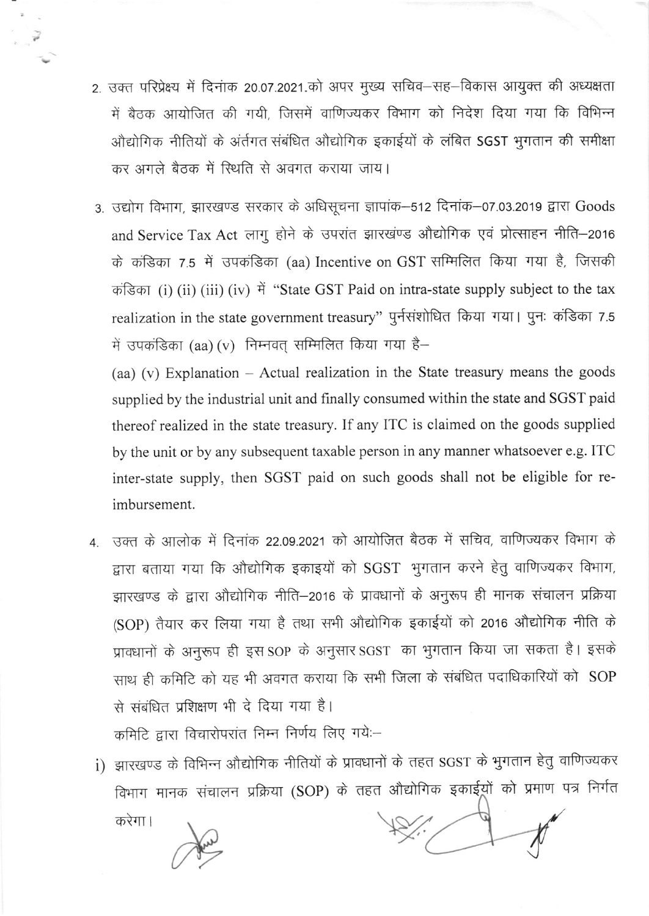2. उक्त परिप्रेक्ष्य में दिनांक 20.07.2021.को अपर मुख्य सचिव–सह–विकास आयुक्त की अध्यक्षता में बैठक आयोजित की गयी, जिसमें वाणिज्यकर विभाग को निदेश दिया गया कि विभिन्न औद्योगिक नीतियों के अंतर्गत संबंधित औद्योगिक इकाईयों के लंबित SGST भुगतान की समीक्षा कर अगले बैठक में स्थिति से अवगत कराया जाय।

3. उद्योग विभाग, झारखण्ड सरकार के अधिसूचना ज्ञापांक–512 दिनांक–07.03.2019 द्वारा Goods and Service Tax Act लागु होने के उपरांत झारखंण्ड औद्योगिक एवं प्रोत्साहन नीति–2016 के कंडिका 7.5 में उपकंडिका (aa) Incentive on GST सम्मिलित किया गया है, जिसकी कंडिका (i) (ii) (iii) (iv) में "State GST Paid on intra-state supply subject to the tax realization in the state government treasury" पुर्नसंशोधित किया गया। पुनः कंडिका 7.5 में उपकंडिका (aa) (v) निम्नवत् सम्मिलित किया गया है–

   (aa) (v) Explanation – Actual realization in the State treasury means the goods supplied by the industrial unit and finally consumed within the state and SGST paid thereof realized in the state treasury. If any ITC is claimed on the goods supplied by the unit or by any subsequent taxable person in any manner whatsoever e.g. ITC inter-state supply, then SGST paid on such goods shall not be eligible for re-imbursement.

4. उक्त के आलोक में दिनांक 22.09.2021 को आयोजित बैठक में सचिव, वाणिज्यकर विभाग के द्वारा बताया गया कि औद्योगिक इकाइयों को SGST भुगतान करने हेतु वाणिज्यकर विभाग, झारखण्ड के द्वारा औद्योगिक नीति–2016 के प्रावधानों के अनुरूप ही मानक संचालन प्रक्रिया (SOP) तैयार कर लिया गया है तथा सभी औद्योगिक इकाईयों को 2016 औद्योगिक नीति के प्रावधानों के अनुरूप ही इस SOP के अनुसार SGST का भुगतान किया जा सकता है। इसके साथ ही कमिटि को यह भी अवगत कराया कि सभी जिला के संबंधित पदाधिकारियों को SOP से संबंधित प्रशिक्षण भी दे दिया गया है।

   कमिटि द्वारा विचारोपरांत निम्न निर्णय लिए गयेः–

   i) झारखण्ड के विभिन्न औद्योगिक नीतियों के प्रावधानों के तहत SGST के भुगतान हेतु वाणिज्यकर विभाग मानक संचालन प्रक्रिया (SOP) के तहत औद्योगिक इकाईयों को प्रमाण पत्र निर्गत करेगा।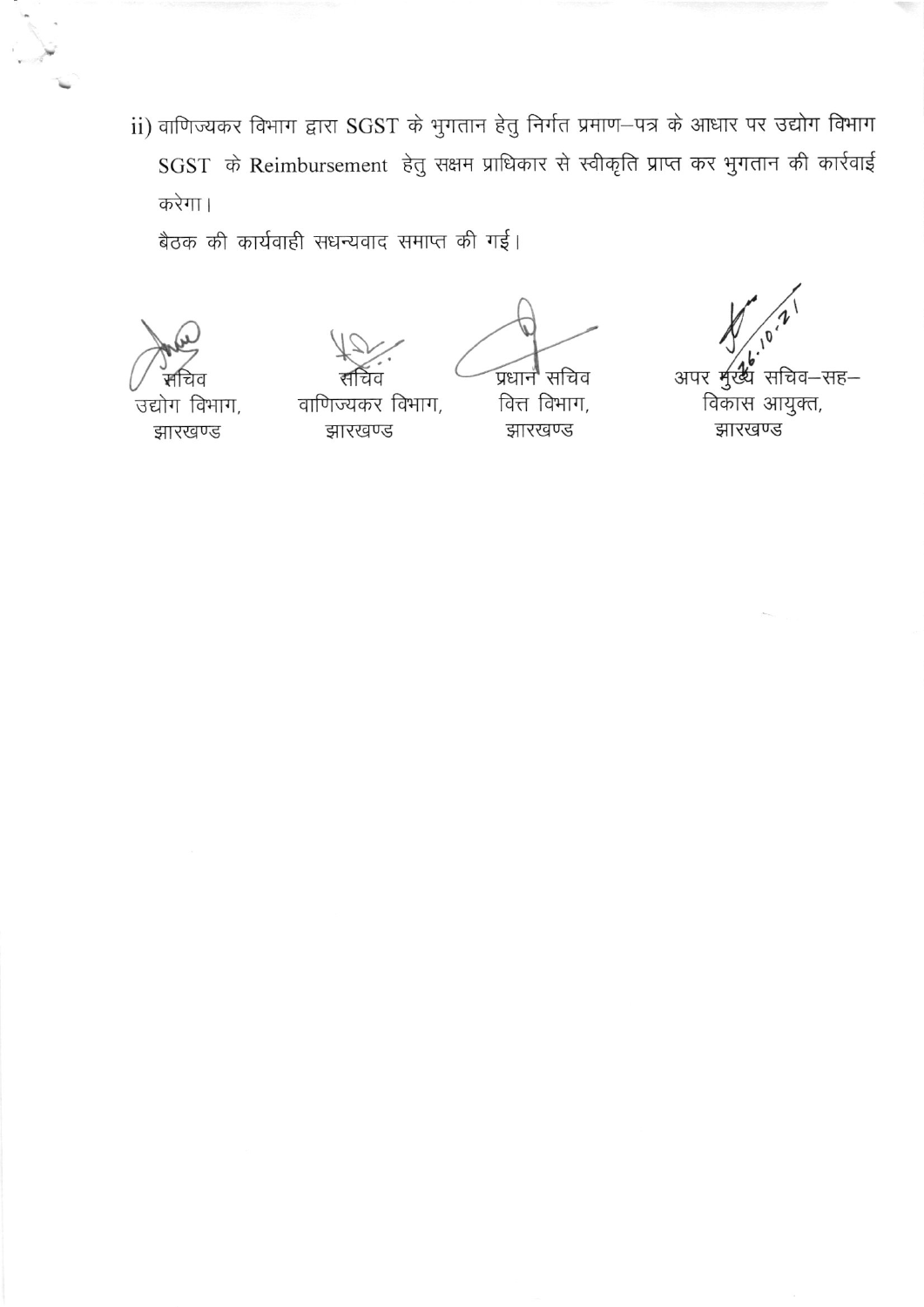ii) वाणिज्यकर विभाग द्वारा SGST के भुगतान हेतु निर्गत प्रमाण–पत्र के आधार पर उद्योग विभाग SGST के Reimbursement हेतु सक्षम प्राधिकार से स्वीकृति प्राप्त कर भुगतान की कार्रवाई करेगा।

बैठक की कार्यवाही सधन्यवाद समाप्त की गई।

| | | | |
|---|---|---|---|
| सचिव<br>उद्योग विभाग,<br>झारखण्ड | सचिव<br>वाणिज्यकर विभाग,<br>झारखण्ड | प्रधान सचिव<br>वित्त विभाग,<br>झारखण्ड | 26.10.21<br>अपर मुख्य सचिव–सह–<br>विकास आयुक्त,<br>झारखण्ड |